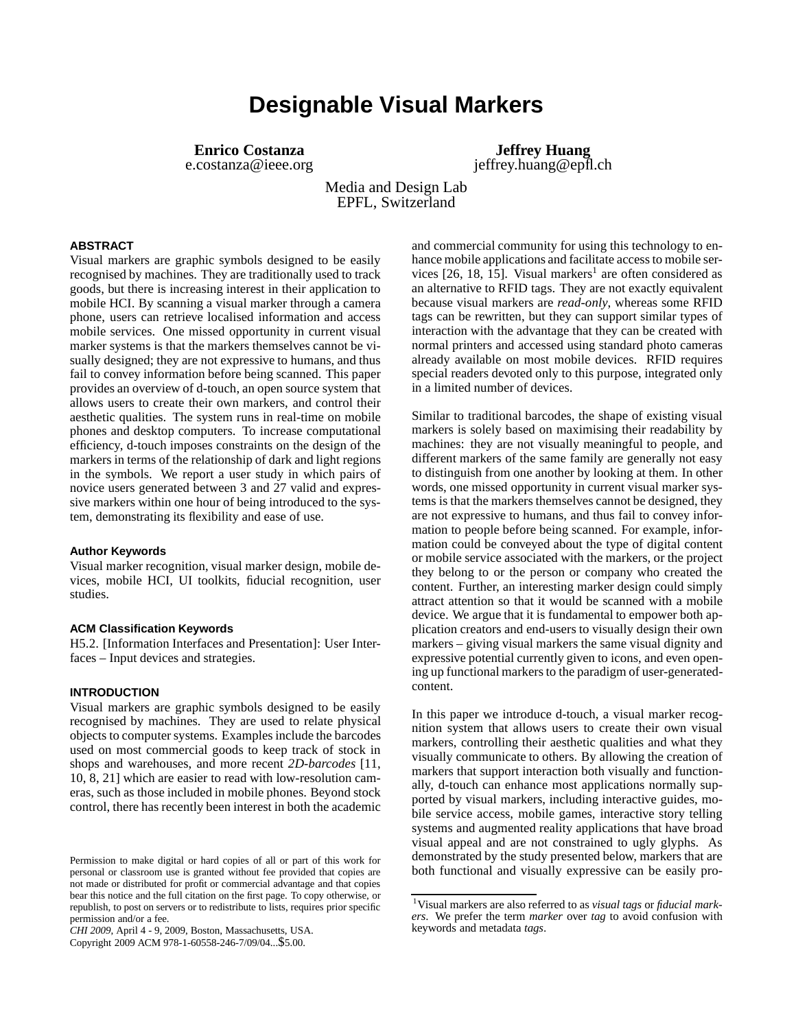# Designable Visual Markers

**Enrico Costanza**
e.costanza@ieee.org

**Jeffrey Huang**
jeffrey.huang@epfl.ch

Media and Design Lab
EPFL, Switzerland

### ABSTRACT

Visual markers are graphic symbols designed to be easily recognised by machines. They are traditionally used to track goods, but there is increasing interest in their application to mobile HCI. By scanning a visual marker through a camera phone, users can retrieve localised information and access mobile services. One missed opportunity in current visual marker systems is that the markers themselves cannot be visually designed; they are not expressive to humans, and thus fail to convey information before being scanned. This paper provides an overview of d-touch, an open source system that allows users to create their own markers, and control their aesthetic qualities. The system runs in real-time on mobile phones and desktop computers. To increase computational efficiency, d-touch imposes constraints on the design of the markers in terms of the relationship of dark and light regions in the symbols. We report a user study in which pairs of novice users generated between 3 and 27 valid and expressive markers within one hour of being introduced to the system, demonstrating its flexibility and ease of use.

### Author Keywords

Visual marker recognition, visual marker design, mobile devices, mobile HCI, UI toolkits, fiducial recognition, user studies.

### ACM Classification Keywords

H5.2. [Information Interfaces and Presentation]: User Interfaces – Input devices and strategies.

### INTRODUCTION

Visual markers are graphic symbols designed to be easily recognised by machines. They are used to relate physical objects to computer systems. Examples include the barcodes used on most commercial goods to keep track of stock in shops and warehouses, and more recent *2D-barcodes* [11, 10, 8, 21] which are easier to read with low-resolution cameras, such as those included in mobile phones. Beyond stock control, there has recently been interest in both the academic and commercial community for using this technology to enhance mobile applications and facilitate access to mobile services [26, 18, 15]. Visual markers[1] are often considered as an alternative to RFID tags. They are not exactly equivalent because visual markers are *read-only*, whereas some RFID tags can be rewritten, but they can support similar types of interaction with the advantage that they can be created with normal printers and accessed using standard photo cameras already available on most mobile devices. RFID requires special readers devoted only to this purpose, integrated only in a limited number of devices.

Similar to traditional barcodes, the shape of existing visual markers is solely based on maximising their readability by machines: they are not visually meaningful to people, and different markers of the same family are generally not easy to distinguish from one another by looking at them. In other words, one missed opportunity in current visual marker systems is that the markers themselves cannot be designed, they are not expressive to humans, and thus fail to convey information to people before being scanned. For example, information could be conveyed about the type of digital content or mobile service associated with the markers, or the project they belong to or the person or company who created the content. Further, an interesting marker design could simply attract attention so that it would be scanned with a mobile device. We argue that it is fundamental to empower both application creators and end-users to visually design their own markers – giving visual markers the same visual dignity and expressive potential currently given to icons, and even opening up functional markers to the paradigm of user-generated-content.

In this paper we introduce d-touch, a visual marker recognition system that allows users to create their own visual markers, controlling their aesthetic qualities and what they visually communicate to others. By allowing the creation of markers that support interaction both visually and functionally, d-touch can enhance most applications normally supported by visual markers, including interactive guides, mobile service access, mobile games, interactive story telling systems and augmented reality applications that have broad visual appeal and are not constrained to ugly glyphs. As demonstrated by the study presented below, markers that are both functional and visually expressive can be easily pro-

[1] Visual markers are also referred to as *visual tags* or *fiducial markers*. We prefer the term *marker* over *tag* to avoid confusion with keywords and metadata *tags*.

Permission to make digital or hard copies of all or part of this work for personal or classroom use is granted without fee provided that copies are not made or distributed for profit or commercial advantage and that copies bear this notice and the full citation on the first page. To copy otherwise, or republish, to post on servers or to redistribute to lists, requires prior specific permission and/or a fee.
*CHI 2009*, April 4 - 9, 2009, Boston, Massachusetts, USA.
Copyright 2009 ACM 978-1-60558-246-7/09/04...$5.00.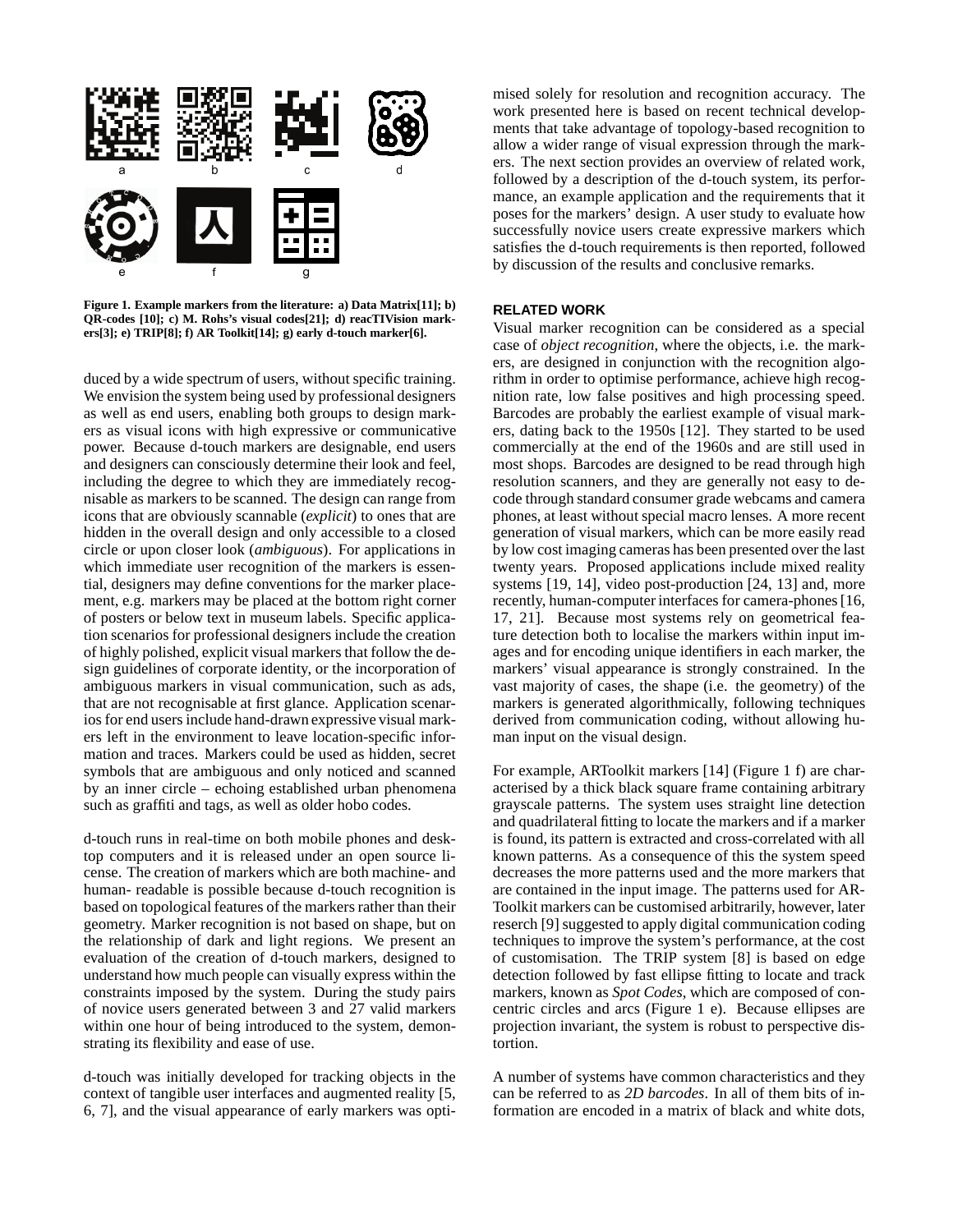Figure 1. Example markers from the literature: a) Data Matrix[11]; b) QR-codes [10]; c) M. Rohs's visual codes[21]; d) reacTIVision markers[3]; e) TRIP[8]; f) AR Toolkit[14]; g) early d-touch marker[6].

duced by a wide spectrum of users, without specific training. We envision the system being used by professional designers as well as end users, enabling both groups to design markers as visual icons with high expressive or communicative power. Because d-touch markers are designable, end users and designers can consciously determine their look and feel, including the degree to which they are immediately recognisable as markers to be scanned. The design can range from icons that are obviously scannable (*explicit*) to ones that are hidden in the overall design and only accessible to a closed circle or upon closer look (*ambiguous*). For applications in which immediate user recognition of the markers is essential, designers may define conventions for the marker placement, e.g. markers may be placed at the bottom right corner of posters or below text in museum labels. Specific application scenarios for professional designers include the creation of highly polished, explicit visual markers that follow the design guidelines of corporate identity, or the incorporation of ambiguous markers in visual communication, such as ads, that are not recognisable at first glance. Application scenarios for end users include hand-drawn expressive visual markers left in the environment to leave location-specific information and traces. Markers could be used as hidden, secret symbols that are ambiguous and only noticed and scanned by an inner circle – echoing established urban phenomena such as graffiti and tags, as well as older hobo codes.

d-touch runs in real-time on both mobile phones and desktop computers and it is released under an open source license. The creation of markers which are both machine- and human- readable is possible because d-touch recognition is based on topological features of the markers rather than their geometry. Marker recognition is not based on shape, but on the relationship of dark and light regions. We present an evaluation of the creation of d-touch markers, designed to understand how much people can visually express within the constraints imposed by the system. During the study pairs of novice users generated between 3 and 27 valid markers within one hour of being introduced to the system, demonstrating its flexibility and ease of use.

d-touch was initially developed for tracking objects in the context of tangible user interfaces and augmented reality [5, 6, 7], and the visual appearance of early markers was optimised solely for resolution and recognition accuracy. The work presented here is based on recent technical developments that take advantage of topology-based recognition to allow a wider range of visual expression through the markers. The next section provides an overview of related work, followed by a description of the d-touch system, its performance, an example application and the requirements that it poses for the markers' design. A user study to evaluate how successfully novice users create expressive markers which satisfies the d-touch requirements is then reported, followed by discussion of the results and conclusive remarks.

## RELATED WORK

Visual marker recognition can be considered as a special case of *object recognition*, where the objects, i.e. the markers, are designed in conjunction with the recognition algorithm in order to optimise performance, achieve high recognition rate, low false positives and high processing speed. Barcodes are probably the earliest example of visual markers, dating back to the 1950s [12]. They started to be used commercially at the end of the 1960s and are still used in most shops. Barcodes are designed to be read through high resolution scanners, and they are generally not easy to decode through standard consumer grade webcams and camera phones, at least without special macro lenses. A more recent generation of visual markers, which can be more easily read by low cost imaging cameras has been presented over the last twenty years. Proposed applications include mixed reality systems [19, 14], video post-production [24, 13] and, more recently, human-computer interfaces for camera-phones [16, 17, 21]. Because most systems rely on geometrical feature detection both to localise the markers within input images and for encoding unique identifiers in each marker, the markers' visual appearance is strongly constrained. In the vast majority of cases, the shape (i.e. the geometry) of the markers is generated algorithmically, following techniques derived from communication coding, without allowing human input on the visual design.

For example, ARToolkit markers [14] (Figure 1 f) are characterised by a thick black square frame containing arbitrary grayscale patterns. The system uses straight line detection and quadrilateral fitting to locate the markers and if a marker is found, its pattern is extracted and cross-correlated with all known patterns. As a consequence of this the system speed decreases the more patterns used and the more markers that are contained in the input image. The patterns used for ARToolkit markers can be customised arbitrarily, however, later reserch [9] suggested to apply digital communication coding techniques to improve the system's performance, at the cost of customisation. The TRIP system [8] is based on edge detection followed by fast ellipse fitting to locate and track markers, known as *Spot Codes*, which are composed of concentric circles and arcs (Figure 1 e). Because ellipses are projection invariant, the system is robust to perspective distortion.

A number of systems have common characteristics and they can be referred to as *2D barcodes*. In all of them bits of information are encoded in a matrix of black and white dots,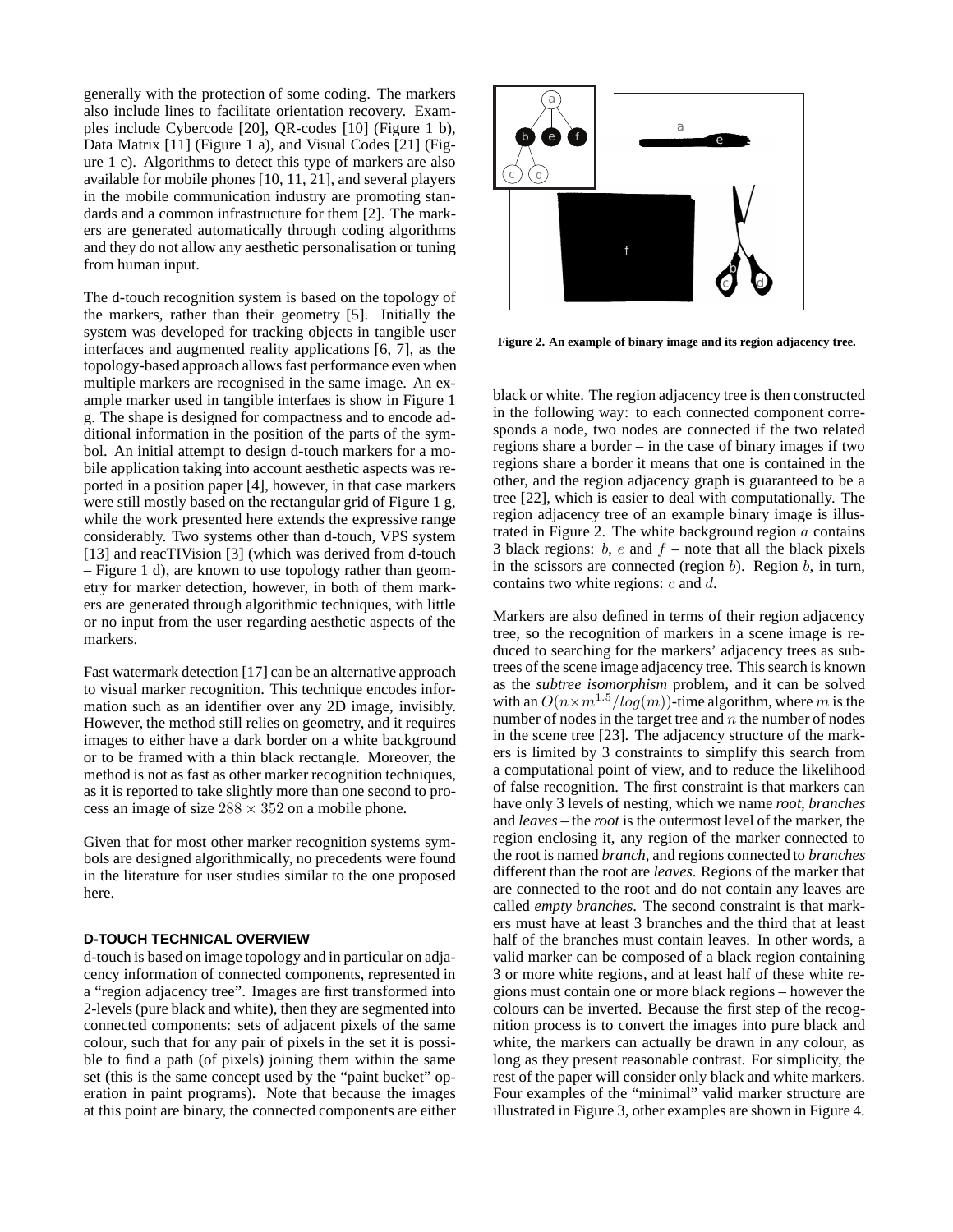generally with the protection of some coding. The markers also include lines to facilitate orientation recovery. Examples include Cybercode [20], QR-codes [10] (Figure 1 b), Data Matrix [11] (Figure 1 a), and Visual Codes [21] (Figure 1 c). Algorithms to detect this type of markers are also available for mobile phones [10, 11, 21], and several players in the mobile communication industry are promoting standards and a common infrastructure for them [2]. The markers are generated automatically through coding algorithms and they do not allow any aesthetic personalisation or tuning from human input.

The d-touch recognition system is based on the topology of the markers, rather than their geometry [5]. Initially the system was developed for tracking objects in tangible user interfaces and augmented reality applications [6, 7], as the topology-based approach allows fast performance even when multiple markers are recognised in the same image. An example marker used in tangible interfaes is show in Figure 1 g. The shape is designed for compactness and to encode additional information in the position of the parts of the symbol. An initial attempt to design d-touch markers for a mobile application taking into account aesthetic aspects was reported in a position paper [4], however, in that case markers were still mostly based on the rectangular grid of Figure 1 g, while the work presented here extends the expressive range considerably. Two systems other than d-touch, VPS system [13] and reacTIVision [3] (which was derived from d-touch – Figure 1 d), are known to use topology rather than geometry for marker detection, however, in both of them markers are generated through algorithmic techniques, with little or no input from the user regarding aesthetic aspects of the markers.

Fast watermark detection [17] can be an alternative approach to visual marker recognition. This technique encodes information such as an identifier over any 2D image, invisibly. However, the method still relies on geometry, and it requires images to either have a dark border on a white background or to be framed with a thin black rectangle. Moreover, the method is not as fast as other marker recognition techniques, as it is reported to take slightly more than one second to process an image of size $288 \times 352$ on a mobile phone.

Given that for most other marker recognition systems symbols are designed algorithmically, no precedents were found in the literature for user studies similar to the one proposed here.

## D-TOUCH TECHNICAL OVERVIEW

d-touch is based on image topology and in particular on adjacency information of connected components, represented in a "region adjacency tree". Images are first transformed into 2-levels (pure black and white), then they are segmented into connected components: sets of adjacent pixels of the same colour, such that for any pair of pixels in the set it is possible to find a path (of pixels) joining them within the same set (this is the same concept used by the "paint bucket" operation in paint programs). Note that because the images at this point are binary, the connected components are either black or white. The region adjacency tree is then constructed in the following way: to each connected component corresponds a node, two nodes are connected if the two related regions share a border – in the case of binary images if two regions share a border it means that one is contained in the other, and the region adjacency graph is guaranteed to be a tree [22], which is easier to deal with computationally. The region adjacency tree of an example binary image is illustrated in Figure 2. The white background region $a$ contains 3 black regions: $b$, $e$ and $f$ – note that all the black pixels in the scissors are connected (region $b$). Region $b$, in turn, contains two white regions: $c$ and $d$.

**Figure 2. An example of binary image and its region adjacency tree.**

Markers are also defined in terms of their region adjacency tree, so the recognition of markers in a scene image is reduced to searching for the markers' adjacency trees as subtrees of the scene image adjacency tree. This search is known as the *subtree isomorphism* problem, and it can be solved with an $O(n \times m^{1.5}/log(m))$-time algorithm, where $m$ is the number of nodes in the target tree and $n$ the number of nodes in the scene tree [23]. The adjacency structure of the markers is limited by 3 constraints to simplify this search from a computational point of view, and to reduce the likelihood of false recognition. The first constraint is that markers can have only 3 levels of nesting, which we name *root*, *branches* and *leaves* – the *root* is the outermost level of the marker, the region enclosing it, any region of the marker connected to the root is named *branch*, and regions connected to *branches* different than the root are *leaves*. Regions of the marker that are connected to the root and do not contain any leaves are called *empty branches*. The second constraint is that markers must have at least 3 branches and the third that at least half of the branches must contain leaves. In other words, a valid marker can be composed of a black region containing 3 or more white regions, and at least half of these white regions must contain one or more black regions – however the colours can be inverted. Because the first step of the recognition process is to convert the images into pure black and white, the markers can actually be drawn in any colour, as long as they present reasonable contrast. For simplicity, the rest of the paper will consider only black and white markers. Four examples of the "minimal" valid marker structure are illustrated in Figure 3, other examples are shown in Figure 4.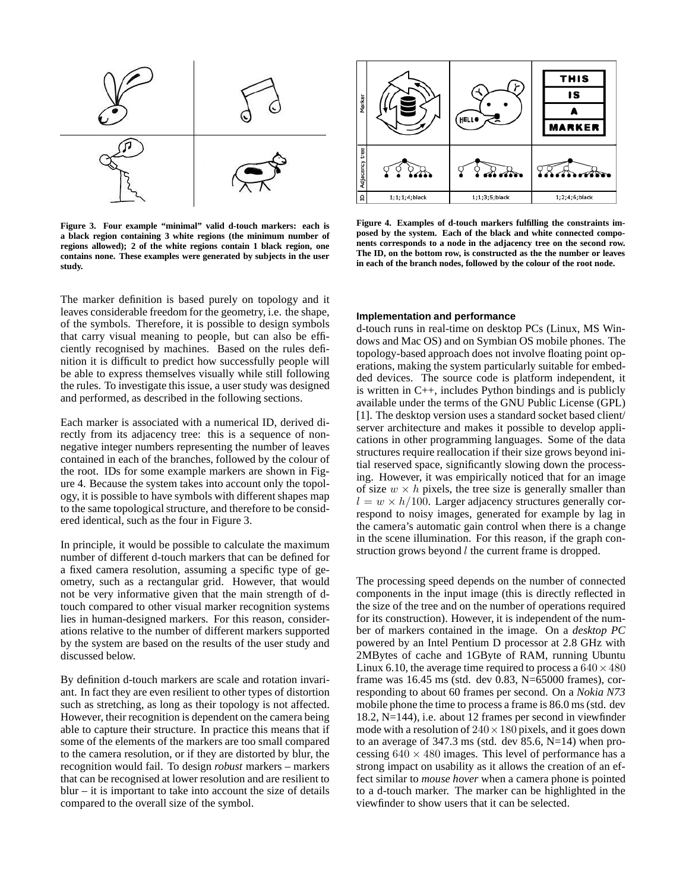Figure 3. Four example "minimal" valid d-touch markers: each is a black region containing 3 white regions (the minimum number of regions allowed); 2 of the white regions contain 1 black region, one contains none. These examples were generated by subjects in the user study.

Figure 4. Examples of d-touch markers fulfilling the constraints imposed by the system. Each of the black and white connected components corresponds to a node in the adjacency tree on the second row. The ID, on the bottom row, is constructed as the the number or leaves in each of the branch nodes, followed by the colour of the root node.

The marker definition is based purely on topology and it leaves considerable freedom for the geometry, i.e. the shape, of the symbols. Therefore, it is possible to design symbols that carry visual meaning to people, but can also be efficiently recognised by machines. Based on the rules definition it is difficult to predict how successfully people will be able to express themselves visually while still following the rules. To investigate this issue, a user study was designed and performed, as described in the following sections.

Each marker is associated with a numerical ID, derived directly from its adjacency tree: this is a sequence of non-negative integer numbers representing the number of leaves contained in each of the branches, followed by the colour of the root. IDs for some example markers are shown in Figure 4. Because the system takes into account only the topology, it is possible to have symbols with different shapes map to the same topological structure, and therefore to be considered identical, such as the four in Figure 3.

In principle, it would be possible to calculate the maximum number of different d-touch markers that can be defined for a fixed camera resolution, assuming a specific type of geometry, such as a rectangular grid. However, that would not be very informative given that the main strength of d-touch compared to other visual marker recognition systems lies in human-designed markers. For this reason, considerations relative to the number of different markers supported by the system are based on the results of the user study and discussed below.

By definition d-touch markers are scale and rotation invariant. In fact they are even resilient to other types of distortion such as stretching, as long as their topology is not affected. However, their recognition is dependent on the camera being able to capture their structure. In practice this means that if some of the elements of the markers are too small compared to the camera resolution, or if they are distorted by blur, the recognition would fail. To design *robust* markers – markers that can be recognised at lower resolution and are resilient to blur – it is important to take into account the size of details compared to the overall size of the symbol.

#### Implementation and performance

d-touch runs in real-time on desktop PCs (Linux, MS Windows and Mac OS) and on Symbian OS mobile phones. The topology-based approach does not involve floating point operations, making the system particularly suitable for embedded devices. The source code is platform independent, it is written in C++, includes Python bindings and is publicly available under the terms of the GNU Public License (GPL) [1]. The desktop version uses a standard socket based client/server architecture and makes it possible to develop applications in other programming languages. Some of the data structures require reallocation if their size grows beyond initial reserved space, significantly slowing down the processing. However, it was empirically noticed that for an image of size $w \times h$ pixels, the tree size is generally smaller than $l = w \times h/100$. Larger adjacency structures generally correspond to noisy images, generated for example by lag in the camera's automatic gain control when there is a change in the scene illumination. For this reason, if the graph construction grows beyond $l$ the current frame is dropped.

The processing speed depends on the number of connected components in the input image (this is directly reflected in the size of the tree and on the number of operations required for its construction). However, it is independent of the number of markers contained in the image. On a *desktop PC* powered by an Intel Pentium D processor at 2.8 GHz with 2MBytes of cache and 1GByte of RAM, running Ubuntu Linux 6.10, the average time required to process a $640 \times 480$ frame was 16.45 ms (std. dev 0.83, N=65000 frames), corresponding to about 60 frames per second. On a *Nokia N73* mobile phone the time to process a frame is 86.0 ms (std. dev 18.2, N=144), i.e. about 12 frames per second in viewfinder mode with a resolution of $240 \times 180$ pixels, and it goes down to an average of 347.3 ms (std. dev 85.6, N=14) when processing $640 \times 480$ images. This level of performance has a strong impact on usability as it allows the creation of an effect similar to *mouse hover* when a camera phone is pointed to a d-touch marker. The marker can be highlighted in the viewfinder to show users that it can be selected.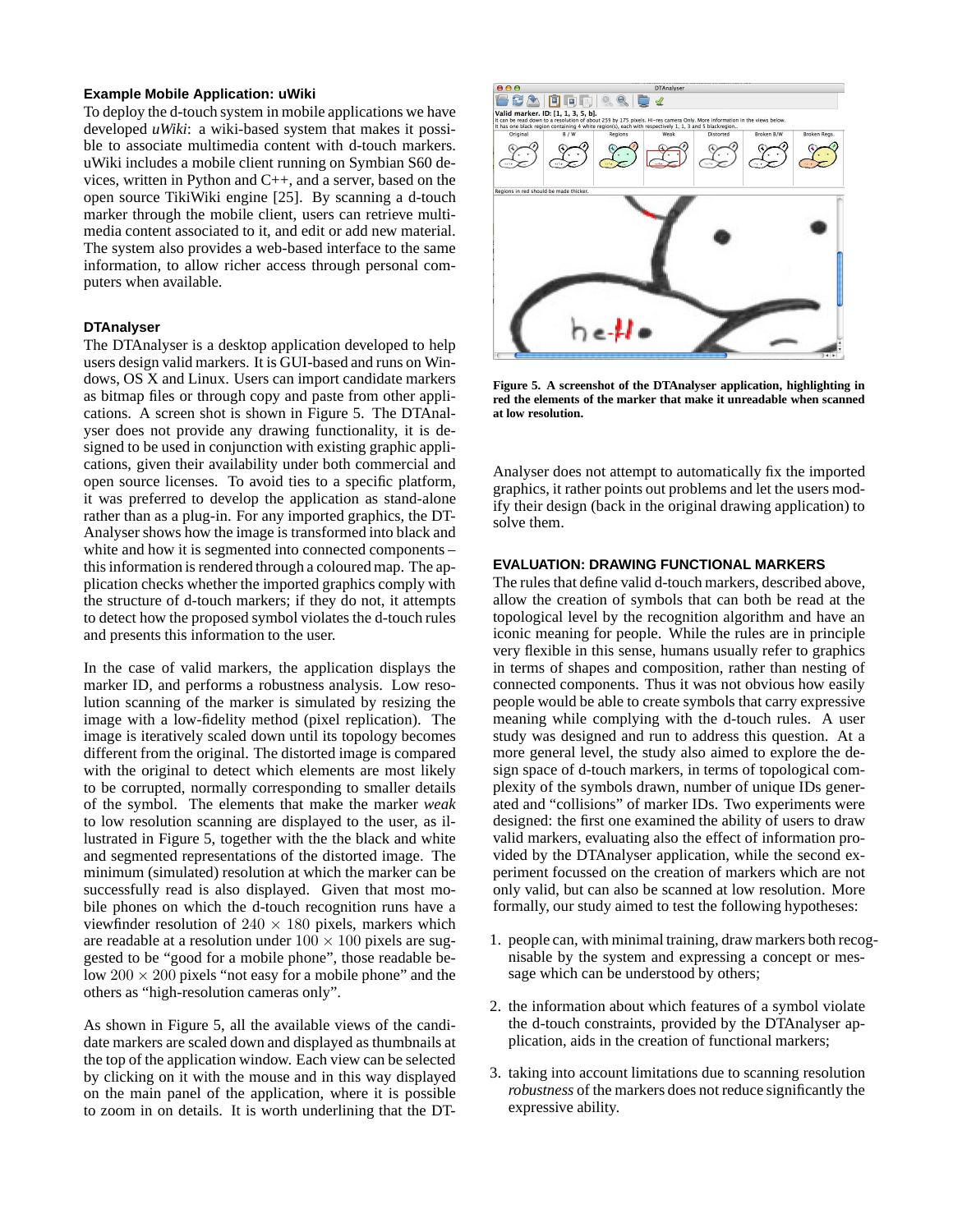### Example Mobile Application: uWiki

To deploy the d-touch system in mobile applications we have developed *uWiki*: a wiki-based system that makes it possible to associate multimedia content with d-touch markers. uWiki includes a mobile client running on Symbian S60 devices, written in Python and C++, and a server, based on the open source TikiWiki engine [25]. By scanning a d-touch marker through the mobile client, users can retrieve multimedia content associated to it, and edit or add new material. The system also provides a web-based interface to the same information, to allow richer access through personal computers when available.

### DTAnalyser

The DTAnalyser is a desktop application developed to help users design valid markers. It is GUI-based and runs on Windows, OS X and Linux. Users can import candidate markers as bitmap files or through copy and paste from other applications. A screen shot is shown in Figure 5. The DTAnalyser does not provide any drawing functionality, it is designed to be used in conjunction with existing graphic applications, given their availability under both commercial and open source licenses. To avoid ties to a specific platform, it was preferred to develop the application as stand-alone rather than as a plug-in. For any imported graphics, the DTAnalyser shows how the image is transformed into black and white and how it is segmented into connected components – this information is rendered through a coloured map. The application checks whether the imported graphics comply with the structure of d-touch markers; if they do not, it attempts to detect how the proposed symbol violates the d-touch rules and presents this information to the user.

In the case of valid markers, the application displays the marker ID, and performs a robustness analysis. Low resolution scanning of the marker is simulated by resizing the image with a low-fidelity method (pixel replication). The image is iteratively scaled down until its topology becomes different from the original. The distorted image is compared with the original to detect which elements are most likely to be corrupted, normally corresponding to smaller details of the symbol. The elements that make the marker *weak* to low resolution scanning are displayed to the user, as illustrated in Figure 5, together with the the black and white and segmented representations of the distorted image. The minimum (simulated) resolution at which the marker can be successfully read is also displayed. Given that most mobile phones on which the d-touch recognition runs have a viewfinder resolution of $240 \times 180$ pixels, markers which are readable at a resolution under $100 \times 100$ pixels are suggested to be "good for a mobile phone", those readable below $200 \times 200$ pixels "not easy for a mobile phone" and the others as "high-resolution cameras only".

As shown in Figure 5, all the available views of the candidate markers are scaled down and displayed as thumbnails at the top of the application window. Each view can be selected by clicking on it with the mouse and in this way displayed on the main panel of the application, where it is possible to zoom in on details. It is worth underlining that the DTAnalyser does not attempt to automatically fix the imported graphics, it rather points out problems and let the users modify their design (back in the original drawing application) to solve them.

**Figure 5. A screenshot of the DTAnalyser application, highlighting in red the elements of the marker that make it unreadable when scanned at low resolution.**

### EVALUATION: DRAWING FUNCTIONAL MARKERS

The rules that define valid d-touch markers, described above, allow the creation of symbols that can both be read at the topological level by the recognition algorithm and have an iconic meaning for people. While the rules are in principle very flexible in this sense, humans usually refer to graphics in terms of shapes and composition, rather than nesting of connected components. Thus it was not obvious how easily people would be able to create symbols that carry expressive meaning while complying with the d-touch rules. A user study was designed and run to address this question. At a more general level, the study also aimed to explore the design space of d-touch markers, in terms of topological complexity of the symbols drawn, number of unique IDs generated and "collisions" of marker IDs. Two experiments were designed: the first one examined the ability of users to draw valid markers, evaluating also the effect of information provided by the DTAnalyser application, while the second experiment focussed on the creation of markers which are not only valid, but can also be scanned at low resolution. More formally, our study aimed to test the following hypotheses:

1. people can, with minimal training, draw markers both recognisable by the system and expressing a concept or message which can be understood by others;
2. the information about which features of a symbol violate the d-touch constraints, provided by the DTAnalyser application, aids in the creation of functional markers;
3. taking into account limitations due to scanning resolution *robustness* of the markers does not reduce significantly the expressive ability.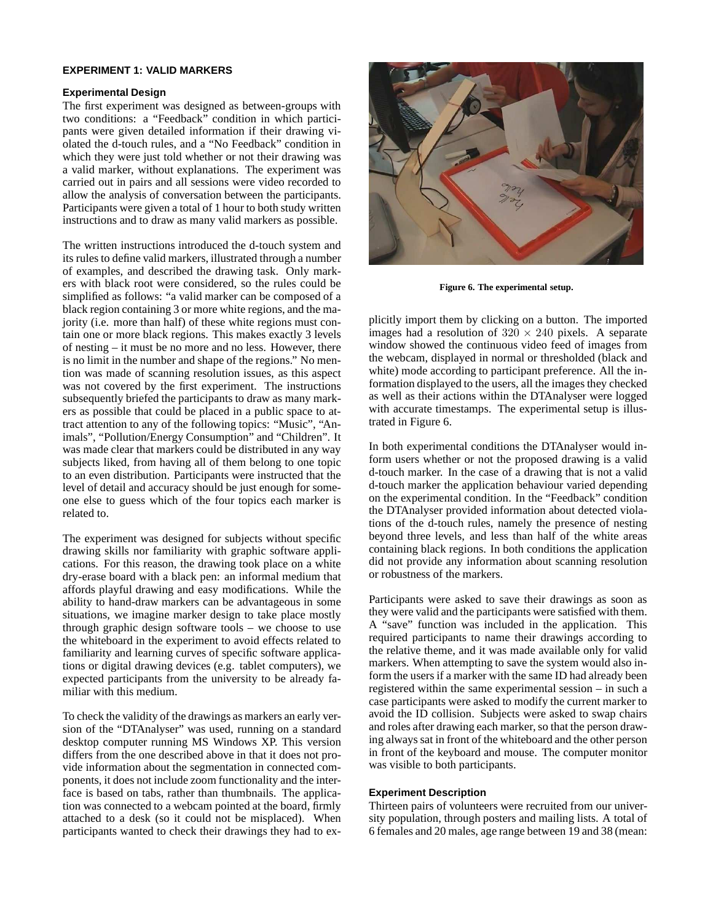### EXPERIMENT 1: VALID MARKERS

#### Experimental Design

The first experiment was designed as between-groups with two conditions: a "Feedback" condition in which participants were given detailed information if their drawing violated the d-touch rules, and a "No Feedback" condition in which they were just told whether or not their drawing was a valid marker, without explanations. The experiment was carried out in pairs and all sessions were video recorded to allow the analysis of conversation between the participants. Participants were given a total of 1 hour to both study written instructions and to draw as many valid markers as possible.

The written instructions introduced the d-touch system and its rules to define valid markers, illustrated through a number of examples, and described the drawing task. Only markers with black root were considered, so the rules could be simplified as follows: "a valid marker can be composed of a black region containing 3 or more white regions, and the majority (i.e. more than half) of these white regions must contain one or more black regions. This makes exactly 3 levels of nesting – it must be no more and no less. However, there is no limit in the number and shape of the regions." No mention was made of scanning resolution issues, as this aspect was not covered by the first experiment. The instructions subsequently briefed the participants to draw as many markers as possible that could be placed in a public space to attract attention to any of the following topics: "Music", "Animals", "Pollution/Energy Consumption" and "Children". It was made clear that markers could be distributed in any way subjects liked, from having all of them belong to one topic to an even distribution. Participants were instructed that the level of detail and accuracy should be just enough for someone else to guess which of the four topics each marker is related to.

The experiment was designed for subjects without specific drawing skills nor familiarity with graphic software applications. For this reason, the drawing took place on a white dry-erase board with a black pen: an informal medium that affords playful drawing and easy modifications. While the ability to hand-draw markers can be advantageous in some situations, we imagine marker design to take place mostly through graphic design software tools – we choose to use the whiteboard in the experiment to avoid effects related to familiarity and learning curves of specific software applications or digital drawing devices (e.g. tablet computers), we expected participants from the university to be already familiar with this medium.

To check the validity of the drawings as markers an early version of the "DTAnalyser" was used, running on a standard desktop computer running MS Windows XP. This version differs from the one described above in that it does not provide information about the segmentation in connected components, it does not include zoom functionality and the interface is based on tabs, rather than thumbnails. The application was connected to a webcam pointed at the board, firmly attached to a desk (so it could not be misplaced). When participants wanted to check their drawings they had to explicitly import them by clicking on a button. The imported images had a resolution of $320 \times 240$ pixels. A separate window showed the continuous video feed of images from the webcam, displayed in normal or thresholded (black and white) mode according to participant preference. All the information displayed to the users, all the images they checked as well as their actions within the DTAnalyser were logged with accurate timestamps. The experimental setup is illustrated in Figure 6.

Figure 6. The experimental setup.

In both experimental conditions the DTAnalyser would inform users whether or not the proposed drawing is a valid d-touch marker. In the case of a drawing that is not a valid d-touch marker the application behaviour varied depending on the experimental condition. In the "Feedback" condition the DTAnalyser provided information about detected violations of the d-touch rules, namely the presence of nesting beyond three levels, and less than half of the white areas containing black regions. In both conditions the application did not provide any information about scanning resolution or robustness of the markers.

Participants were asked to save their drawings as soon as they were valid and the participants were satisfied with them. A "save" function was included in the application. This required participants to name their drawings according to the relative theme, and it was made available only for valid markers. When attempting to save the system would also inform the users if a marker with the same ID had already been registered within the same experimental session – in such a case participants were asked to modify the current marker to avoid the ID collision. Subjects were asked to swap chairs and roles after drawing each marker, so that the person drawing always sat in front of the whiteboard and the other person in front of the keyboard and mouse. The computer monitor was visible to both participants.

#### Experiment Description

Thirteen pairs of volunteers were recruited from our university population, through posters and mailing lists. A total of 6 females and 20 males, age range between 19 and 38 (mean: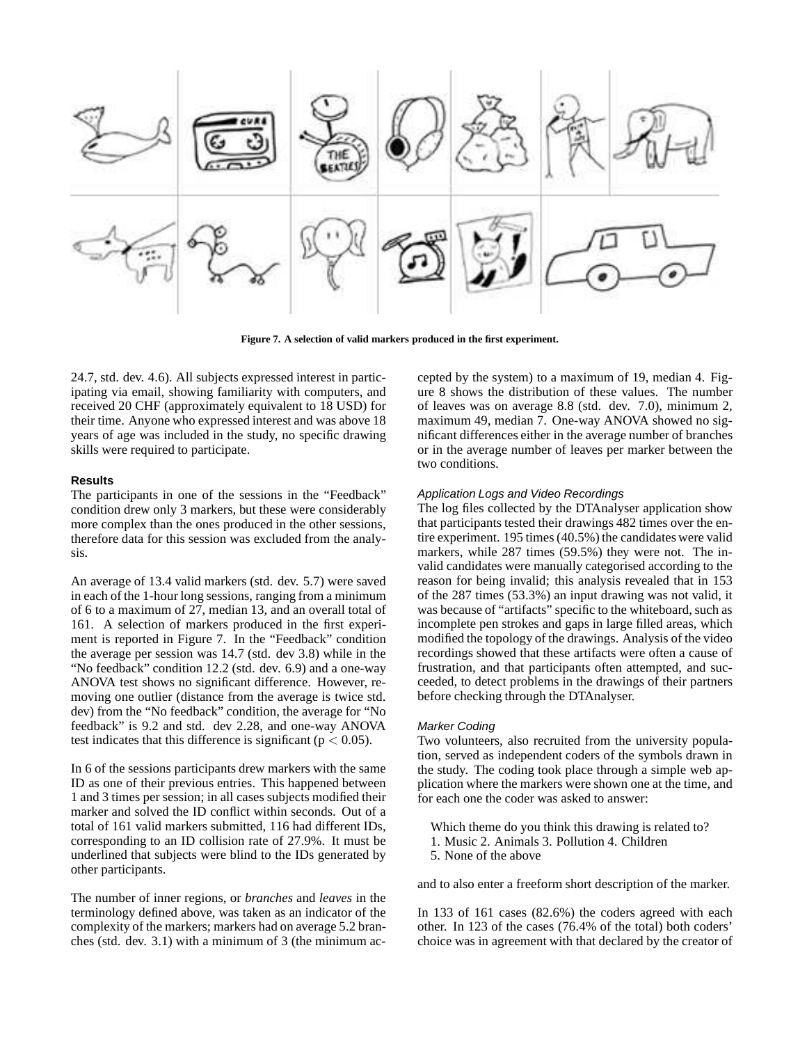Figure 7. A selection of valid markers produced in the first experiment.

24.7, std. dev. 4.6). All subjects expressed interest in participating via email, showing familiarity with computers, and received 20 CHF (approximately equivalent to 18 USD) for their time. Anyone who expressed interest and was above 18 years of age was included in the study, no specific drawing skills were required to participate.

### Results

The participants in one of the sessions in the "Feedback" condition drew only 3 markers, but these were considerably more complex than the ones produced in the other sessions, therefore data for this session was excluded from the analysis.

An average of 13.4 valid markers (std. dev. 5.7) were saved in each of the 1-hour long sessions, ranging from a minimum of 6 to a maximum of 27, median 13, and an overall total of 161. A selection of markers produced in the first experiment is reported in Figure 7. In the "Feedback" condition the average per session was 14.7 (std. dev 3.8) while in the "No feedback" condition 12.2 (std. dev. 6.9) and a one-way ANOVA test shows no significant difference. However, removing one outlier (distance from the average is twice std. dev) from the "No feedback" condition, the average for "No feedback" is 9.2 and std. dev 2.28, and one-way ANOVA test indicates that this difference is significant ($p < 0.05$).

In 6 of the sessions participants drew markers with the same ID as one of their previous entries. This happened between 1 and 3 times per session; in all cases subjects modified their marker and solved the ID conflict within seconds. Out of a total of 161 valid markers submitted, 116 had different IDs, corresponding to an ID collision rate of 27.9%. It must be underlined that subjects were blind to the IDs generated by other participants.

The number of inner regions, or *branches* and *leaves* in the terminology defined above, was taken as an indicator of the complexity of the markers; markers had on average 5.2 branches (std. dev. 3.1) with a minimum of 3 (the minimum accepted by the system) to a maximum of 19, median 4. Figure 8 shows the distribution of these values. The number of leaves was on average 8.8 (std. dev. 7.0), minimum 2, maximum 49, median 7. One-way ANOVA showed no significant differences either in the average number of branches or in the average number of leaves per marker between the two conditions.

#### *Application Logs and Video Recordings*

The log files collected by the DTAnalyser application show that participants tested their drawings 482 times over the entire experiment. 195 times (40.5%) the candidates were valid markers, while 287 times (59.5%) they were not. The invalid candidates were manually categorised according to the reason for being invalid; this analysis revealed that in 153 of the 287 times (53.3%) an input drawing was not valid, it was because of "artifacts" specific to the whiteboard, such as incomplete pen strokes and gaps in large filled areas, which modified the topology of the drawings. Analysis of the video recordings showed that these artifacts were often a cause of frustration, and that participants often attempted, and succeeded, to detect problems in the drawings of their partners before checking through the DTAnalyser.

#### *Marker Coding*

Two volunteers, also recruited from the university population, served as independent coders of the symbols drawn in the study. The coding took place through a simple web application where the markers were shown one at the time, and for each one the coder was asked to answer:

> Which theme do you think this drawing is related to?
> 1. Music 2. Animals 3. Pollution 4. Children
> 5. None of the above

and to also enter a freeform short description of the marker.

In 133 of 161 cases (82.6%) the coders agreed with each other. In 123 of the cases (76.4% of the total) both coders' choice was in agreement with that declared by the creator of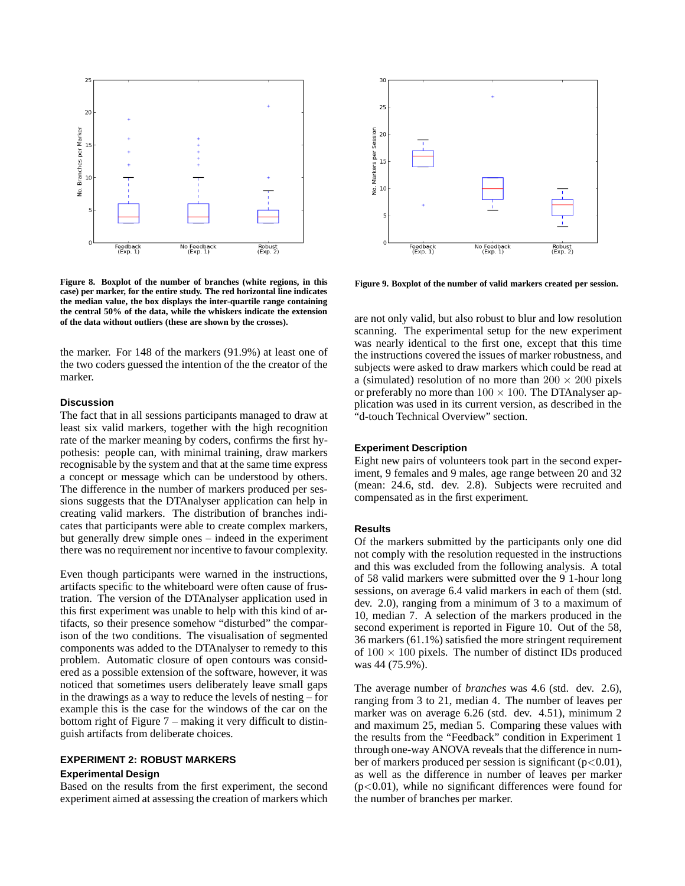**Figure 8. Boxplot of the number of branches (white regions, in this case) per marker, for the entire study. The red horizontal line indicates the median value, the box displays the inter-quartile range containing the central 50% of the data, while the whiskers indicate the extension of the data without outliers (these are shown by the crosses).**

**Figure 9. Boxplot of the number of valid markers created per session.**

the marker. For 148 of the markers (91.9%) at least one of the two coders guessed the intention of the the creator of the marker.

### Discussion

The fact that in all sessions participants managed to draw at least six valid markers, together with the high recognition rate of the marker meaning by coders, confirms the first hypothesis: people can, with minimal training, draw markers recognisable by the system and that at the same time express a concept or message which can be understood by others. The difference in the number of markers produced per sessions suggests that the DTAnalyser application can help in creating valid markers. The distribution of branches indicates that participants were able to create complex markers, but generally drew simple ones – indeed in the experiment there was no requirement nor incentive to favour complexity.

Even though participants were warned in the instructions, artifacts specific to the whiteboard were often cause of frustration. The version of the DTAnalyser application used in this first experiment was unable to help with this kind of artifacts, so their presence somehow “disturbed” the comparison of the two conditions. The visualisation of segmented components was added to the DTAnalyser to remedy to this problem. Automatic closure of open contours was considered as a possible extension of the software, however, it was noticed that sometimes users deliberately leave small gaps in the drawings as a way to reduce the levels of nesting – for example this is the case for the windows of the car on the bottom right of Figure 7 – making it very difficult to distinguish artifacts from deliberate choices.

## EXPERIMENT 2: ROBUST MARKERS

### Experimental Design

Based on the results from the first experiment, the second experiment aimed at assessing the creation of markers which are not only valid, but also robust to blur and low resolution scanning. The experimental setup for the new experiment was nearly identical to the first one, except that this time the instructions covered the issues of marker robustness, and subjects were asked to draw markers which could be read at a (simulated) resolution of no more than $200 \times 200$ pixels or preferably no more than $100 \times 100$. The DTAnalyser application was used in its current version, as described in the “d-touch Technical Overview” section.

### Experiment Description

Eight new pairs of volunteers took part in the second experiment, 9 females and 9 males, age range between 20 and 32 (mean: 24.6, std. dev. 2.8). Subjects were recruited and compensated as in the first experiment.

### Results

Of the markers submitted by the participants only one did not comply with the resolution requested in the instructions and this was excluded from the following analysis. A total of 58 valid markers were submitted over the 9 1-hour long sessions, on average 6.4 valid markers in each of them (std. dev. 2.0), ranging from a minimum of 3 to a maximum of 10, median 7. A selection of the markers produced in the second experiment is reported in Figure 10. Out of the 58, 36 markers (61.1%) satisfied the more stringent requirement of $100 \times 100$ pixels. The number of distinct IDs produced was 44 (75.9%).

The average number of *branches* was 4.6 (std. dev. 2.6), ranging from 3 to 21, median 4. The number of leaves per marker was on average 6.26 (std. dev. 4.51), minimum 2 and maximum 25, median 5. Comparing these values with the results from the “Feedback” condition in Experiment 1 through one-way ANOVA reveals that the difference in number of markers produced per session is significant ($p<0.01$), as well as the difference in number of leaves per marker ($p<0.01$), while no significant differences were found for the number of branches per marker.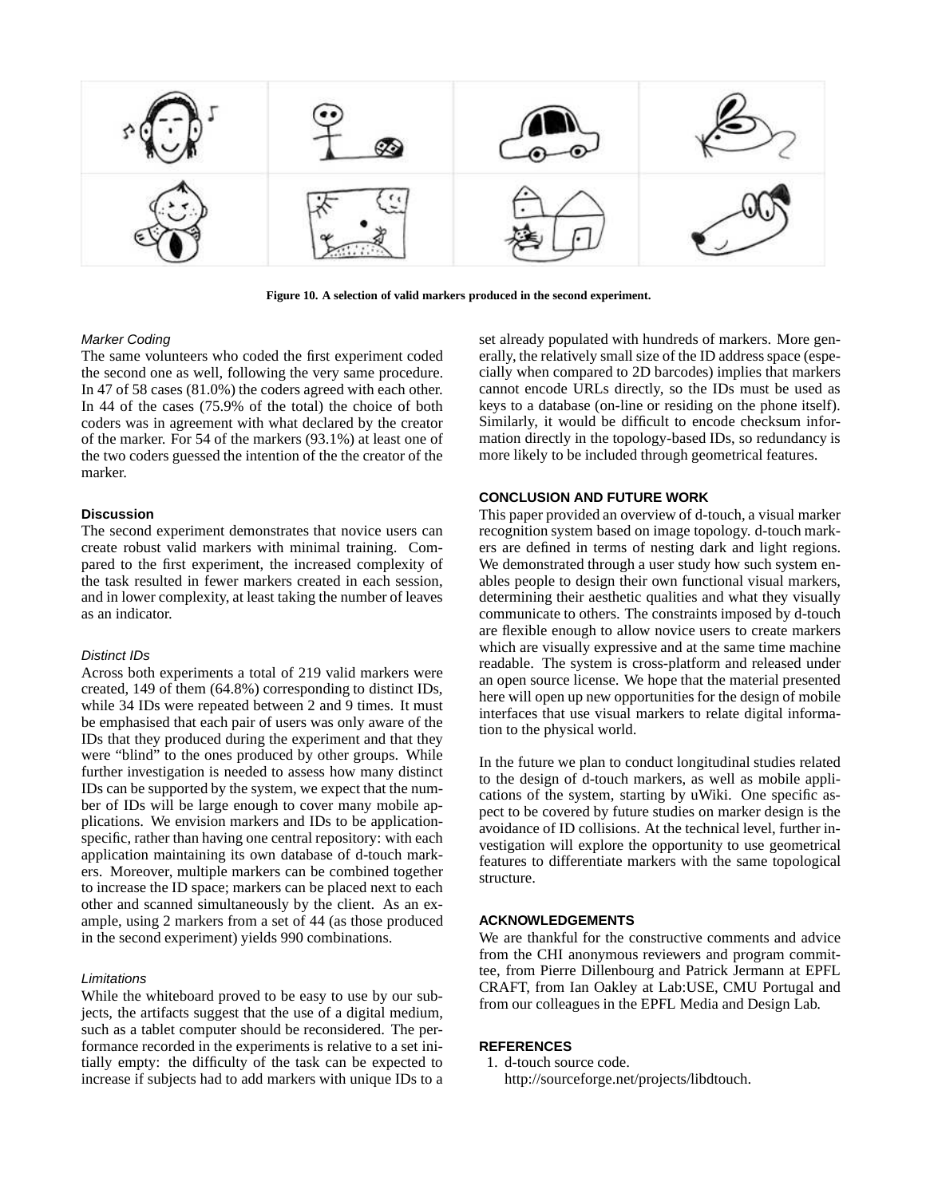Figure 10. A selection of valid markers produced in the second experiment.

#### *Marker Coding*

The same volunteers who coded the first experiment coded the second one as well, following the very same procedure. In 47 of 58 cases (81.0%) the coders agreed with each other. In 44 of the cases (75.9% of the total) the choice of both coders was in agreement with what declared by the creator of the marker. For 54 of the markers (93.1%) at least one of the two coders guessed the intention of the the creator of the marker.

### Discussion

The second experiment demonstrates that novice users can create robust valid markers with minimal training. Compared to the first experiment, the increased complexity of the task resulted in fewer markers created in each session, and in lower complexity, at least taking the number of leaves as an indicator.

#### *Distinct IDs*

Across both experiments a total of 219 valid markers were created, 149 of them (64.8%) corresponding to distinct IDs, while 34 IDs were repeated between 2 and 9 times. It must be emphasised that each pair of users was only aware of the IDs that they produced during the experiment and that they were "blind" to the ones produced by other groups. While further investigation is needed to assess how many distinct IDs can be supported by the system, we expect that the number of IDs will be large enough to cover many mobile applications. We envision markers and IDs to be application-specific, rather than having one central repository: with each application maintaining its own database of d-touch markers. Moreover, multiple markers can be combined together to increase the ID space; markers can be placed next to each other and scanned simultaneously by the client. As an example, using 2 markers from a set of 44 (as those produced in the second experiment) yields 990 combinations.

#### *Limitations*

While the whiteboard proved to be easy to use by our subjects, the artifacts suggest that the use of a digital medium, such as a tablet computer should be reconsidered. The performance recorded in the experiments is relative to a set initially empty: the difficulty of the task can be expected to increase if subjects had to add markers with unique IDs to a set already populated with hundreds of markers. More generally, the relatively small size of the ID address space (especially when compared to 2D barcodes) implies that markers cannot encode URLs directly, so the IDs must be used as keys to a database (on-line or residing on the phone itself). Similarly, it would be difficult to encode checksum information directly in the topology-based IDs, so redundancy is more likely to be included through geometrical features.

## CONCLUSION AND FUTURE WORK

This paper provided an overview of d-touch, a visual marker recognition system based on image topology. d-touch markers are defined in terms of nesting dark and light regions. We demonstrated through a user study how such system enables people to design their own functional visual markers, determining their aesthetic qualities and what they visually communicate to others. The constraints imposed by d-touch are flexible enough to allow novice users to create markers which are visually expressive and at the same time machine readable. The system is cross-platform and released under an open source license. We hope that the material presented here will open up new opportunities for the design of mobile interfaces that use visual markers to relate digital information to the physical world.

In the future we plan to conduct longitudinal studies related to the design of d-touch markers, as well as mobile applications of the system, starting by uWiki. One specific aspect to be covered by future studies on marker design is the avoidance of ID collisions. At the technical level, further investigation will explore the opportunity to use geometrical features to differentiate markers with the same topological structure.

## ACKNOWLEDGEMENTS

We are thankful for the constructive comments and advice from the CHI anonymous reviewers and program committee, from Pierre Dillenbourg and Patrick Jermann at EPFL CRAFT, from Ian Oakley at Lab:USE, CMU Portugal and from our colleagues in the EPFL Media and Design Lab.

## REFERENCES

1. d-touch source code. http://sourceforge.net/projects/libdtouch.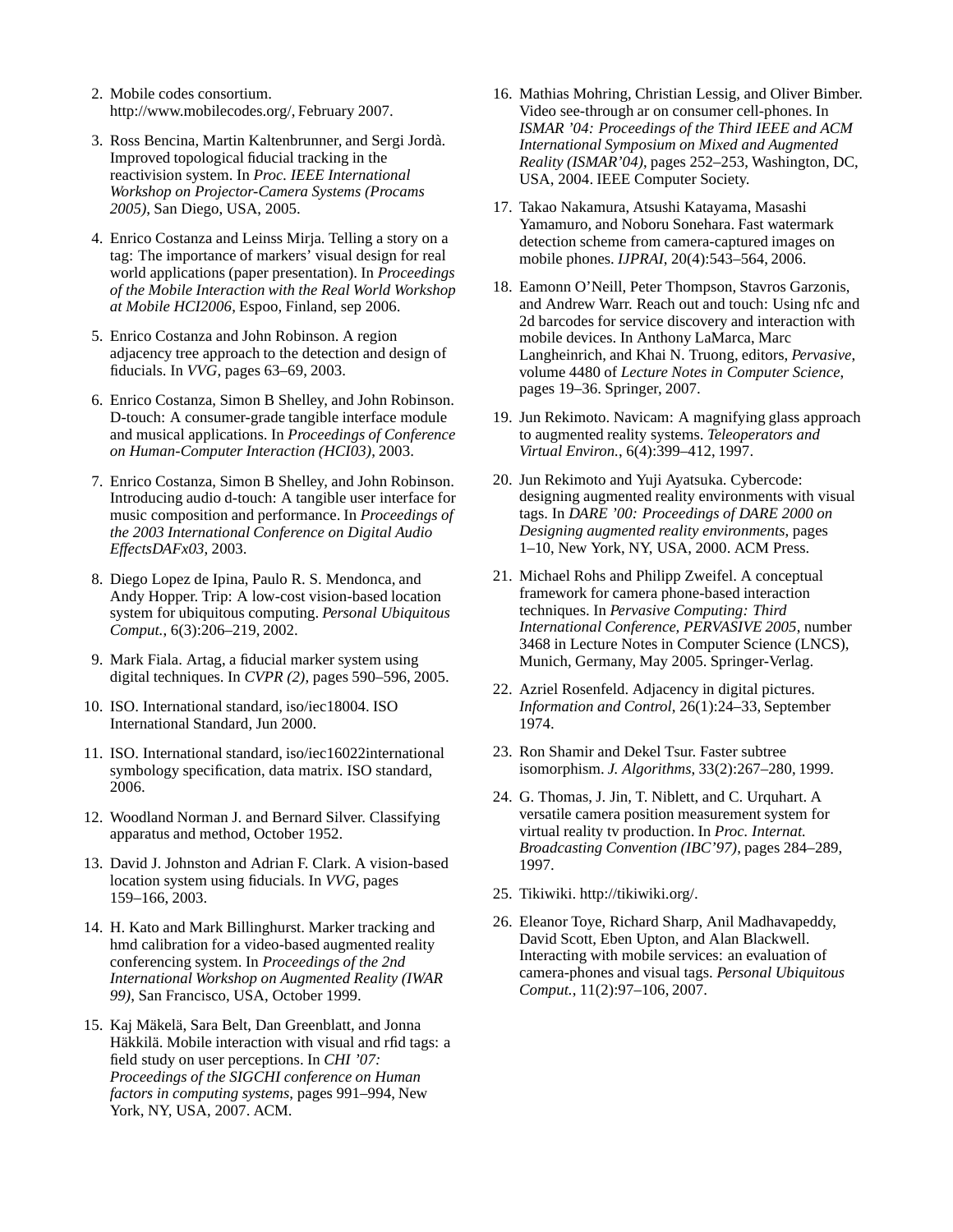2. Mobile codes consortium. http://www.mobilecodes.org/, February 2007.

3. Ross Bencina, Martin Kaltenbrunner, and Sergi Jordà. Improved topological fiducial tracking in the reactivision system. In *Proc. IEEE International Workshop on Projector-Camera Systems (Procams 2005)*, San Diego, USA, 2005.

4. Enrico Costanza and Leinss Mirja. Telling a story on a tag: The importance of markers' visual design for real world applications (paper presentation). In *Proceedings of the Mobile Interaction with the Real World Workshop at Mobile HCI2006*, Espoo, Finland, sep 2006.

5. Enrico Costanza and John Robinson. A region adjacency tree approach to the detection and design of fiducials. In *VVG*, pages 63–69, 2003.

6. Enrico Costanza, Simon B Shelley, and John Robinson. D-touch: A consumer-grade tangible interface module and musical applications. In *Proceedings of Conference on Human-Computer Interaction (HCI03)*, 2003.

7. Enrico Costanza, Simon B Shelley, and John Robinson. Introducing audio d-touch: A tangible user interface for music composition and performance. In *Proceedings of the 2003 International Conference on Digital Audio EffectsDAFx03*, 2003.

8. Diego Lopez de Ipina, Paulo R. S. Mendonca, and Andy Hopper. Trip: A low-cost vision-based location system for ubiquitous computing. *Personal Ubiquitous Comput.*, 6(3):206–219, 2002.

9. Mark Fiala. Artag, a fiducial marker system using digital techniques. In *CVPR (2)*, pages 590–596, 2005.

10. ISO. International standard, iso/iec18004. ISO International Standard, Jun 2000.

11. ISO. International standard, iso/iec16022international symbology specification, data matrix. ISO standard, 2006.

12. Woodland Norman J. and Bernard Silver. Classifying apparatus and method, October 1952.

13. David J. Johnston and Adrian F. Clark. A vision-based location system using fiducials. In *VVG*, pages 159–166, 2003.

14. H. Kato and Mark Billinghurst. Marker tracking and hmd calibration for a video-based augmented reality conferencing system. In *Proceedings of the 2nd International Workshop on Augmented Reality (IWAR 99)*, San Francisco, USA, October 1999.

15. Kaj Mäkelä, Sara Belt, Dan Greenblatt, and Jonna Häkkilä. Mobile interaction with visual and rfid tags: a field study on user perceptions. In *CHI '07: Proceedings of the SIGCHI conference on Human factors in computing systems*, pages 991–994, New York, NY, USA, 2007. ACM.

16. Mathias Mohring, Christian Lessig, and Oliver Bimber. Video see-through ar on consumer cell-phones. In *ISMAR '04: Proceedings of the Third IEEE and ACM International Symposium on Mixed and Augmented Reality (ISMAR'04)*, pages 252–253, Washington, DC, USA, 2004. IEEE Computer Society.

17. Takao Nakamura, Atsushi Katayama, Masashi Yamamuro, and Noboru Sonehara. Fast watermark detection scheme from camera-captured images on mobile phones. *IJPRAI*, 20(4):543–564, 2006.

18. Eamonn O'Neill, Peter Thompson, Stavros Garzonis, and Andrew Warr. Reach out and touch: Using nfc and 2d barcodes for service discovery and interaction with mobile devices. In Anthony LaMarca, Marc Langheinrich, and Khai N. Truong, editors, *Pervasive*, volume 4480 of *Lecture Notes in Computer Science*, pages 19–36. Springer, 2007.

19. Jun Rekimoto. Navicam: A magnifying glass approach to augmented reality systems. *Teleoperators and Virtual Environ.*, 6(4):399–412, 1997.

20. Jun Rekimoto and Yuji Ayatsuka. Cybercode: designing augmented reality environments with visual tags. In *DARE '00: Proceedings of DARE 2000 on Designing augmented reality environments*, pages 1–10, New York, NY, USA, 2000. ACM Press.

21. Michael Rohs and Philipp Zweifel. A conceptual framework for camera phone-based interaction techniques. In *Pervasive Computing: Third International Conference, PERVASIVE 2005*, number 3468 in Lecture Notes in Computer Science (LNCS), Munich, Germany, May 2005. Springer-Verlag.

22. Azriel Rosenfeld. Adjacency in digital pictures. *Information and Control*, 26(1):24–33, September 1974.

23. Ron Shamir and Dekel Tsur. Faster subtree isomorphism. *J. Algorithms*, 33(2):267–280, 1999.

24. G. Thomas, J. Jin, T. Niblett, and C. Urquhart. A versatile camera position measurement system for virtual reality tv production. In *Proc. Internat. Broadcasting Convention (IBC'97)*, pages 284–289, 1997.

25. Tikiwiki. http://tikiwiki.org/.

26. Eleanor Toye, Richard Sharp, Anil Madhavapeddy, David Scott, Eben Upton, and Alan Blackwell. Interacting with mobile services: an evaluation of camera-phones and visual tags. *Personal Ubiquitous Comput.*, 11(2):97–106, 2007.